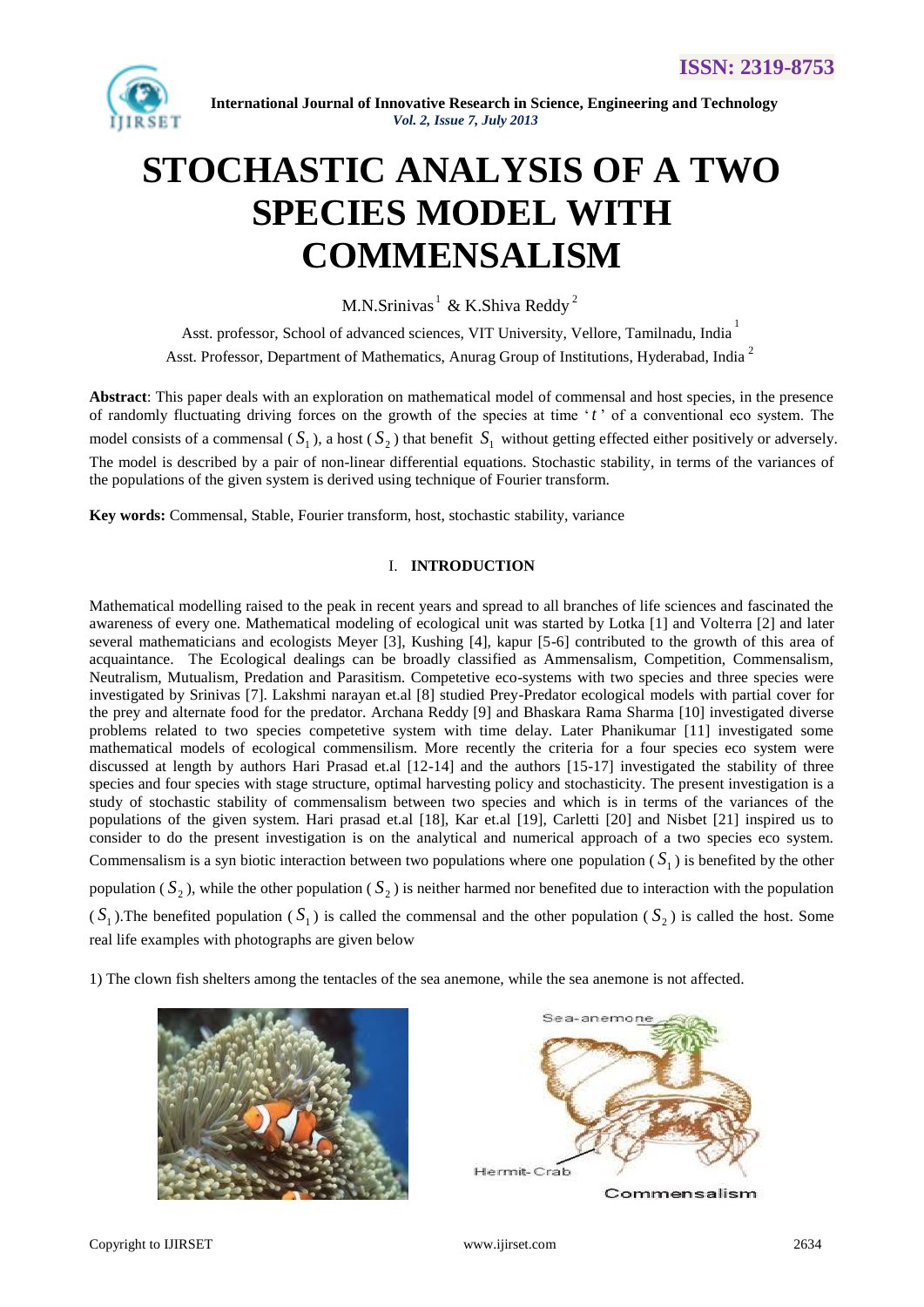# STOCHASTIC ANALYSIS OF A TWO SPECIES MODEL WITH COMMENSALISM

M.N.Srinivas [1] & K.Shiva Reddy [2]

Asst. professor, School of advanced sciences, VIT University, Vellore, Tamilnadu, India [1]

Asst. Professor, Department of Mathematics, Anurag Group of Institutions, Hyderabad, India [2]

**Abstract**: This paper deals with an exploration on mathematical model of commensal and host species, in the presence of randomly fluctuating driving forces on the growth of the species at time '$t$' of a conventional eco system. The model consists of a commensal ($S_1$), a host ($S_2$) that benefit $S_1$ without getting effected either positively or adversely. The model is described by a pair of non-linear differential equations. Stochastic stability, in terms of the variances of the populations of the given system is derived using technique of Fourier transform.

**Key words:** Commensal, Stable, Fourier transform, host, stochastic stability, variance

## I. INTRODUCTION

Mathematical modelling raised to the peak in recent years and spread to all branches of life sciences and fascinated the awareness of every one. Mathematical modeling of ecological unit was started by Lotka [1] and Volterra [2] and later several mathematicians and ecologists Meyer [3], Kushing [4], kapur [5-6] contributed to the growth of this area of acquaintance. The Ecological dealings can be broadly classified as Ammensalism, Competition, Commensalism, Neutralism, Mutualism, Predation and Parasitism. Competetive eco-systems with two species and three species were investigated by Srinivas [7]. Lakshmi narayan et.al [8] studied Prey-Predator ecological models with partial cover for the prey and alternate food for the predator. Archana Reddy [9] and Bhaskara Rama Sharma [10] investigated diverse problems related to two species competetive system with time delay. Later Phanikumar [11] investigated some mathematical models of ecological commensilism. More recently the criteria for a four species eco system were discussed at length by authors Hari Prasad et.al [12-14] and the authors [15-17] investigated the stability of three species and four species with stage structure, optimal harvesting policy and stochasticity. The present investigation is a study of stochastic stability of commensalism between two species and which is in terms of the variances of the populations of the given system. Hari prasad et.al [18], Kar et.al [19], Carletti [20] and Nisbet [21] inspired us to consider to do the present investigation is on the analytical and numerical approach of a two species eco system. Commensalism is a syn biotic interaction between two populations where one population ($S_1$) is benefited by the other population ($S_2$), while the other population ($S_2$) is neither harmed nor benefited due to interaction with the population ($S_1$).The benefited population ($S_1$) is called the commensal and the other population ($S_2$) is called the host. Some real life examples with photographs are given below

1) The clown fish shelters among the tentacles of the sea anemone, while the sea anemone is not affected.

Sea-anemone

Hermit-Crab

Commensalism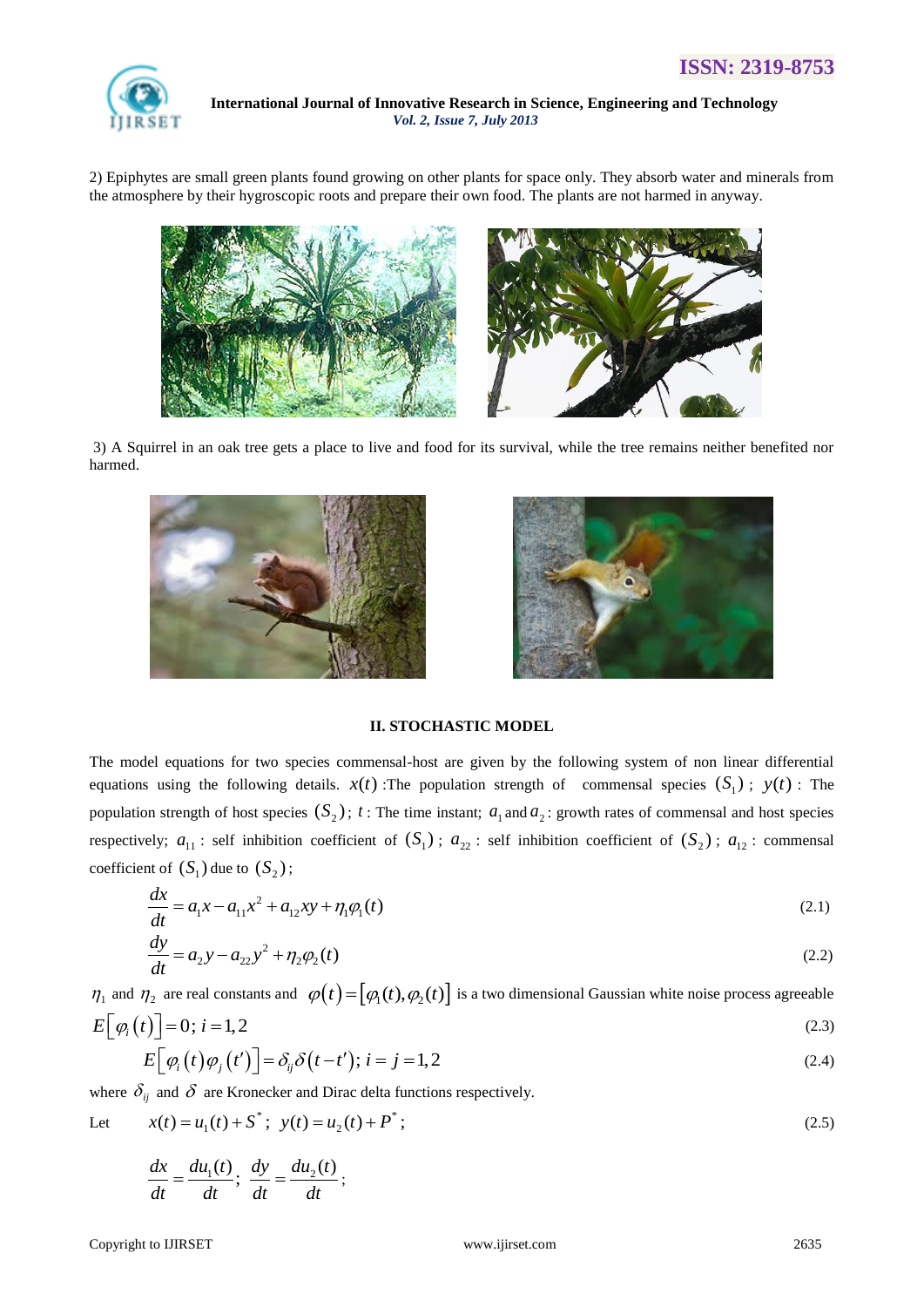2) Epiphytes are small green plants found growing on other plants for space only. They absorb water and minerals from the atmosphere by their hygroscopic roots and prepare their own food. The plants are not harmed in anyway.

3) A Squirrel in an oak tree gets a place to live and food for its survival, while the tree remains neither benefited nor harmed.

## II. STOCHASTIC MODEL

The model equations for two species commensal-host are given by the following system of non linear differential equations using the following details. $x(t)$ :The population strength of commensal species $(S_1)$ ; $y(t)$ : The population strength of host species $(S_2)$; $t$ : The time instant; $a_1$ and $a_2$ : growth rates of commensal and host species respectively; $a_{11}$ : self inhibition coefficient of $(S_1)$ ; $a_{22}$ : self inhibition coefficient of $(S_2)$ ; $a_{12}$ : commensal coefficient of $(S_1)$ due to $(S_2)$;

$$\frac{dx}{dt} = a_1 x - a_{11} x^2 + a_{12} xy + \eta_1 \varphi_1(t) \tag{2.1}$$

$$\frac{dy}{dt} = a_2 y - a_{22} y^2 + \eta_2 \varphi_2(t) \tag{2.2}$$

$\eta_1$ and $\eta_2$ are real constants and $\varphi(t) = [\varphi_1(t), \varphi_2(t)]$ is a two dimensional Gaussian white noise process agreeable

$$E[\varphi_i(t)] = 0;\ i = 1,2 \tag{2.3}$$

$$E[\varphi_i(t)\varphi_j(t')] = \delta_{ij}\delta(t - t');\ i = j = 1,2 \tag{2.4}$$

where $\delta_{ij}$ and $\delta$ are Kronecker and Dirac delta functions respectively.

Let $\quad x(t) = u_1(t) + S^*;\ y(t) = u_2(t) + P^*;$ (2.5)

$$\frac{dx}{dt} = \frac{du_1(t)}{dt};\ \frac{dy}{dt} = \frac{du_2(t)}{dt};$$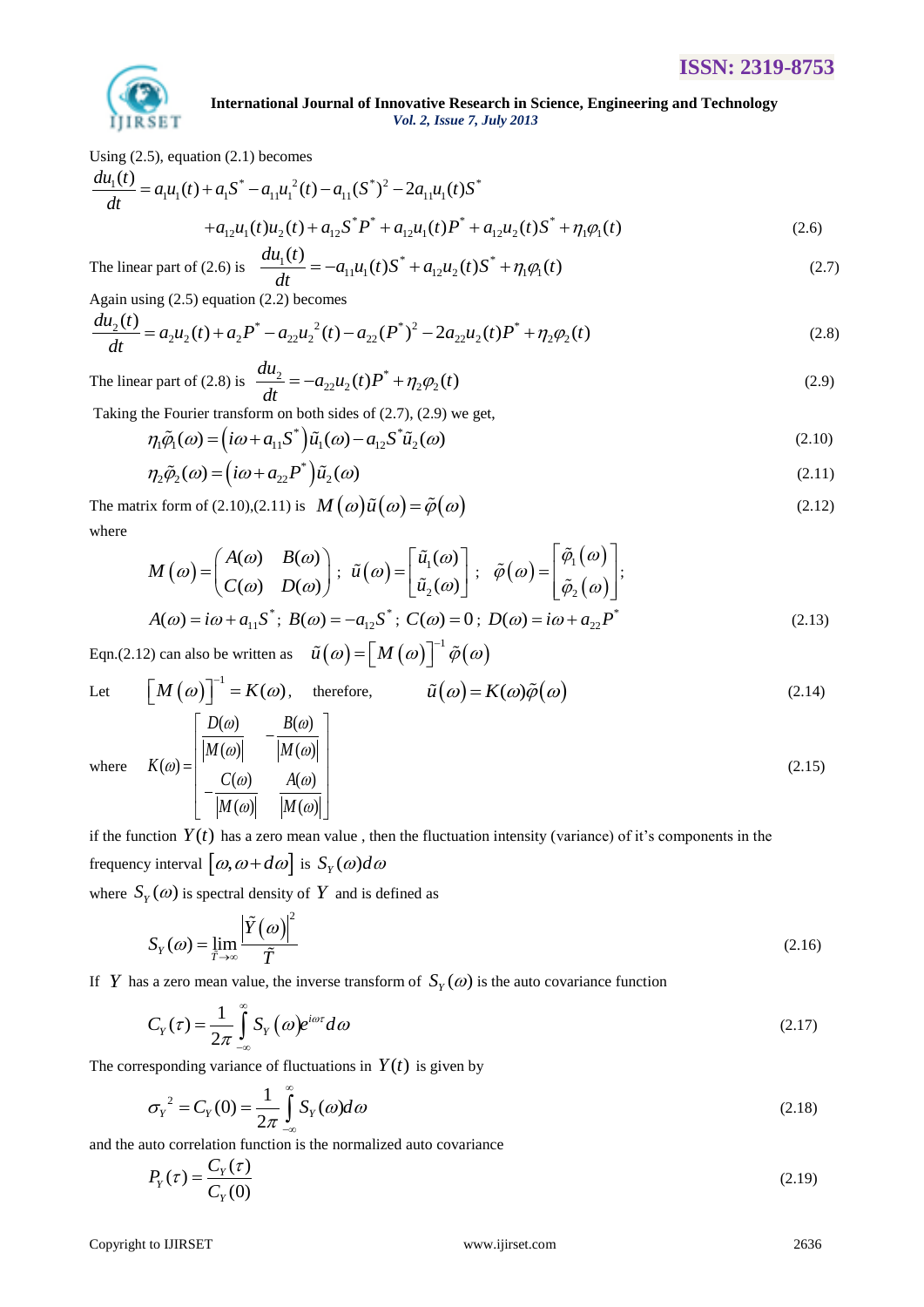Using (2.5), equation (2.1) becomes

$$\frac{du_1(t)}{dt} = a_1 u_1(t) + a_1 S^* - a_{11} u_1^2(t) - a_{11}(S^*)^2 - 2a_{11} u_1(t) S^*$$
$$+ a_{12} u_1(t) u_2(t) + a_{12} S^* P^* + a_{12} u_1(t) P^* + a_{12} u_2(t) S^* + \eta_1 \varphi_1(t) \tag{2.6}$$

The linear part of (2.6) is $\dfrac{du_1(t)}{dt} = -a_{11} u_1(t) S^* + a_{12} u_2(t) S^* + \eta_1 \varphi_1(t)$ (2.7)

Again using (2.5) equation (2.2) becomes

$$\frac{du_2(t)}{dt} = a_2 u_2(t) + a_2 P^* - a_{22} u_2^2(t) - a_{22}(P^*)^2 - 2a_{22} u_2(t) P^* + \eta_2 \varphi_2(t) \tag{2.8}$$

The linear part of (2.8) is $\dfrac{du_2}{dt} = -a_{22} u_2(t) P^* + \eta_2 \varphi_2(t)$ (2.9)

Taking the Fourier transform on both sides of (2.7), (2.9) we get,

$$\eta_1 \tilde{\varphi}_1(\omega) = \left(i\omega + a_{11} S^*\right) \tilde{u}_1(\omega) - a_{12} S^* \tilde{u}_2(\omega) \tag{2.10}$$

$$\eta_2 \tilde{\varphi}_2(\omega) = \left(i\omega + a_{22} P^*\right) \tilde{u}_2(\omega) \tag{2.11}$$

The matrix form of (2.10),(2.11) is $M(\omega)\tilde{u}(\omega) = \tilde{\varphi}(\omega)$ (2.12)

where

$$M(\omega) = \begin{pmatrix} A(\omega) & B(\omega) \\ C(\omega) & D(\omega) \end{pmatrix}; \quad \tilde{u}(\omega) = \begin{bmatrix} \tilde{u}_1(\omega) \\ \tilde{u}_2(\omega) \end{bmatrix}; \quad \tilde{\varphi}(\omega) = \begin{bmatrix} \tilde{\varphi}_1(\omega) \\ \tilde{\varphi}_2(\omega) \end{bmatrix};$$

$$A(\omega) = i\omega + a_{11} S^*; \; B(\omega) = -a_{12} S^*; \; C(\omega) = 0; \; D(\omega) = i\omega + a_{22} P^* \tag{2.13}$$

Eqn.(2.12) can also be written as $\tilde{u}(\omega) = \left[M(\omega)\right]^{-1} \tilde{\varphi}(\omega)$

Let $\left[M(\omega)\right]^{-1} = K(\omega)$, therefore, $\tilde{u}(\omega) = K(\omega)\tilde{\varphi}(\omega)$ (2.14)

where
$$K(\omega) = \begin{bmatrix} \dfrac{D(\omega)}{|M(\omega)|} & -\dfrac{B(\omega)}{|M(\omega)|} \\[2ex] -\dfrac{C(\omega)}{|M(\omega)|} & \dfrac{A(\omega)}{|M(\omega)|} \end{bmatrix} \tag{2.15}$$

if the function $Y(t)$ has a zero mean value , then the fluctuation intensity (variance) of it's components in the frequency interval $[\omega, \omega + d\omega]$ is $S_Y(\omega)d\omega$

where $S_Y(\omega)$ is spectral density of $Y$ and is defined as

$$S_Y(\omega) = \lim_{\tilde{T} \to \infty} \frac{\left|\tilde{Y}(\omega)\right|^2}{\tilde{T}} \tag{2.16}$$

If $Y$ has a zero mean value, the inverse transform of $S_Y(\omega)$ is the auto covariance function

$$C_Y(\tau) = \frac{1}{2\pi} \int_{-\infty}^{\infty} S_Y(\omega) e^{i\omega\tau} d\omega \tag{2.17}$$

The corresponding variance of fluctuations in $Y(t)$ is given by

$$\sigma_Y^{\,2} = C_Y(0) = \frac{1}{2\pi} \int_{-\infty}^{\infty} S_Y(\omega) d\omega \tag{2.18}$$

and the auto correlation function is the normalized auto covariance

$$P_Y(\tau) = \frac{C_Y(\tau)}{C_Y(0)} \tag{2.19}$$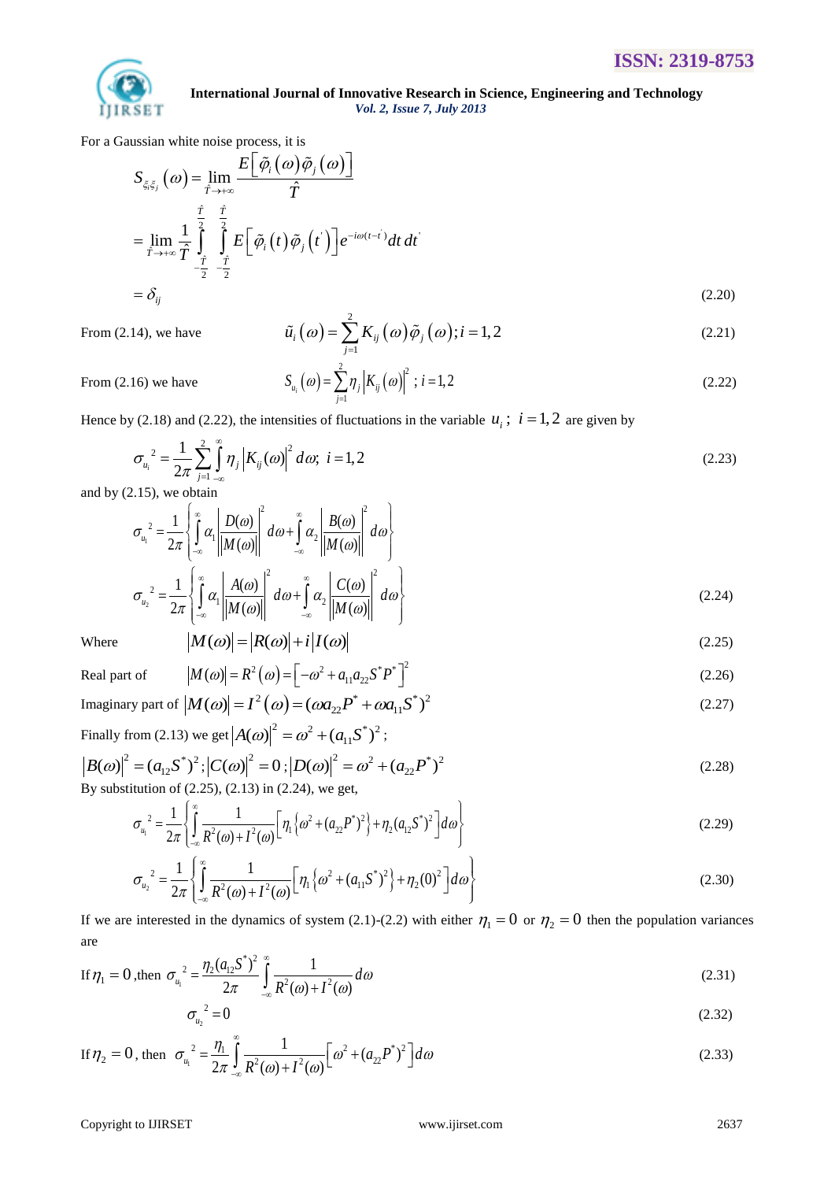For a Gaussian white noise process, it is

$$S_{\xi_i \xi_j}(\omega) = \lim_{\hat{T} \to +\infty} \frac{E\left[\tilde{\varphi}_i(\omega)\tilde{\varphi}_j(\omega)\right]}{\hat{T}}$$

$$= \lim_{\hat{T} \to +\infty} \frac{1}{\hat{T}} \int_{-\frac{\hat{T}}{2}}^{\frac{\hat{T}}{2}} \int_{-\frac{\hat{T}}{2}}^{\frac{\hat{T}}{2}} E\left[\tilde{\varphi}_i(t)\tilde{\varphi}_j(t')\right] e^{-i\omega(t-t')} dt\, dt'$$

$$= \delta_{ij} \tag{2.20}$$

From (2.14), we have

$$\tilde{u}_i(\omega) = \sum_{j=1}^{2} K_{ij}(\omega)\tilde{\varphi}_j(\omega); i = 1,2 \tag{2.21}$$

From (2.16) we have

$$S_{u_i}(\omega) = \sum_{j=1}^{2} \eta_j \left|K_{ij}(\omega)\right|^2 ; i = 1,2 \tag{2.22}$$

Hence by (2.18) and (2.22), the intensities of fluctuations in the variable $u_i$ ; $i = 1,2$ are given by

$$\sigma_{u_i}{}^2 = \frac{1}{2\pi} \sum_{j=1}^{2} \int_{-\infty}^{\infty} \eta_j \left|K_{ij}(\omega)\right|^2 d\omega;\ i = 1,2 \tag{2.23}$$

and by (2.15), we obtain

$$\sigma_{u_1}{}^2 = \frac{1}{2\pi}\left\{ \int_{-\infty}^{\infty} \alpha_1 \left|\frac{D(\omega)}{|M(\omega)|}\right|^2 d\omega + \int_{-\infty}^{\infty} \alpha_2 \left|\frac{B(\omega)}{|M(\omega)|}\right|^2 d\omega \right\}$$

$$\sigma_{u_2}{}^2 = \frac{1}{2\pi}\left\{ \int_{-\infty}^{\infty} \alpha_1 \left|\frac{A(\omega)}{|M(\omega)|}\right|^2 d\omega + \int_{-\infty}^{\infty} \alpha_2 \left|\frac{C(\omega)}{|M(\omega)|}\right|^2 d\omega \right\} \tag{2.24}$$

Where $\quad |M(\omega)| = |R(\omega)| + i|I(\omega)| \quad$ (2.25)

Real part of $\quad |M(\omega)| = R^2(\omega) = \left[-\omega^2 + a_{11}a_{22}S^*P^*\right]^2 \quad$ (2.26)

Imaginary part of $|M(\omega)| = I^2(\omega) = (\omega a_{22}P^* + \omega a_{11}S^*)^2 \quad$ (2.27)

Finally from (2.13) we get $|A(\omega)|^2 = \omega^2 + (a_{11}S^*)^2$ ;

$$|B(\omega)|^2 = (a_{12}S^*)^2 ; |C(\omega)|^2 = 0 ; |D(\omega)|^2 = \omega^2 + (a_{22}P^*)^2 \tag{2.28}$$

By substitution of (2.25), (2.13) in (2.24), we get,

$$\sigma_{u_1}{}^2 = \frac{1}{2\pi}\left\{ \int_{-\infty}^{\infty} \frac{1}{R^2(\omega) + I^2(\omega)} \left[ \eta_1 \left\{ \omega^2 + (a_{22}P^*)^2 \right\} + \eta_2 (a_{12}S^*)^2 \right] d\omega \right\} \tag{2.29}$$

$$\sigma_{u_2}{}^2 = \frac{1}{2\pi}\left\{ \int_{-\infty}^{\infty} \frac{1}{R^2(\omega) + I^2(\omega)} \left[ \eta_1 \left\{ \omega^2 + (a_{11}S^*)^2 \right\} + \eta_2 (0)^2 \right] d\omega \right\} \tag{2.30}$$

If we are interested in the dynamics of system (2.1)-(2.2) with either $\eta_1 = 0$ or $\eta_2 = 0$ then the population variances are

If $\eta_1 = 0$ ,then $\sigma_{u_1}{}^2 = \dfrac{\eta_2 (a_{12}S^*)^2}{2\pi} \displaystyle\int_{-\infty}^{\infty} \frac{1}{R^2(\omega) + I^2(\omega)} d\omega \quad$ (2.31)

$$\sigma_{u_2}{}^2 = 0 \tag{2.32}$$

If $\eta_2 = 0$ , then $\sigma_{u_1}{}^2 = \dfrac{\eta_1}{2\pi} \displaystyle\int_{-\infty}^{\infty} \frac{1}{R^2(\omega) + I^2(\omega)} \left[ \omega^2 + (a_{22}P^*)^2 \right] d\omega \quad$ (2.33)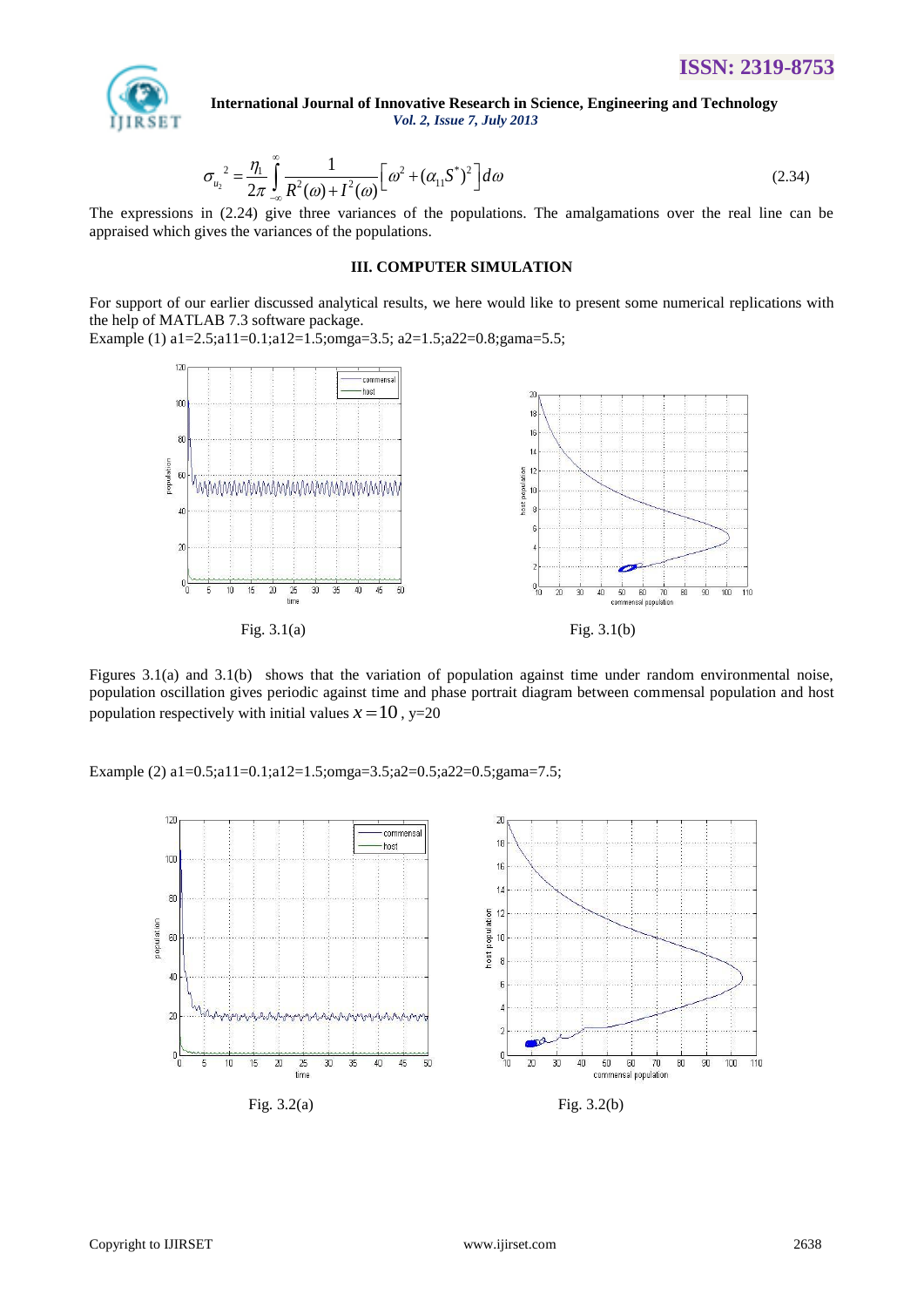$$\sigma_{u_2}^{\ 2} = \frac{\eta_1}{2\pi} \int_{-\infty}^{\infty} \frac{1}{R^2(\omega) + I^2(\omega)} \left[ \omega^2 + (\alpha_{11} S^*)^2 \right] d\omega \tag{2.34}$$

The expressions in (2.24) give three variances of the populations. The amalgamations over the real line can be appraised which gives the variances of the populations.

### III. COMPUTER SIMULATION

For support of our earlier discussed analytical results, we here would like to present some numerical replications with the help of MATLAB 7.3 software package.

Example (1) a1=2.5;a11=0.1;a12=1.5;omga=3.5; a2=1.5;a22=0.8;gama=5.5;

Fig. 3.1(a)

Fig. 3.1(b)

Figures 3.1(a) and 3.1(b) shows that the variation of population against time under random environmental noise, population oscillation gives periodic against time and phase portrait diagram between commensal population and host population respectively with initial values $x = 10$ , y=20

Example (2) a1=0.5;a11=0.1;a12=1.5;omga=3.5;a2=0.5;a22=0.5;gama=7.5;

Fig. 3.2(a)

Fig. 3.2(b)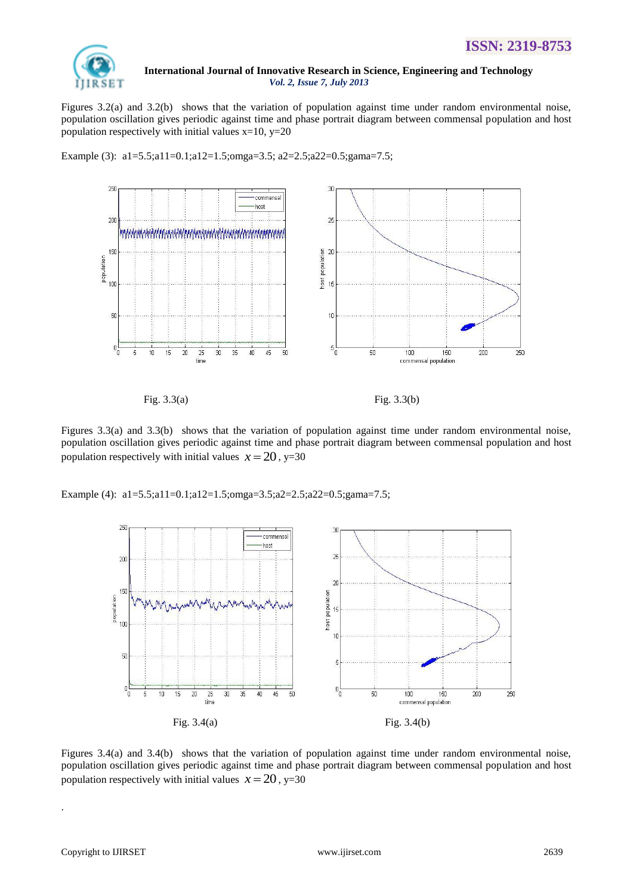Figures 3.2(a) and 3.2(b) shows that the variation of population against time under random environmental noise, population oscillation gives periodic against time and phase portrait diagram between commensal population and host population respectively with initial values x=10, y=20

Example (3): a1=5.5;a11=0.1;a12=1.5;omga=3.5; a2=2.5;a22=0.5;gama=7.5;

Fig. 3.3(a)

Fig. 3.3(b)

Figures 3.3(a) and 3.3(b) shows that the variation of population against time under random environmental noise, population oscillation gives periodic against time and phase portrait diagram between commensal population and host population respectively with initial values $x = 20$, y=30

Example (4): a1=5.5;a11=0.1;a12=1.5;omga=3.5;a2=2.5;a22=0.5;gama=7.5;

Fig. 3.4(a)

Fig. 3.4(b)

Figures 3.4(a) and 3.4(b) shows that the variation of population against time under random environmental noise, population oscillation gives periodic against time and phase portrait diagram between commensal population and host population respectively with initial values $x = 20$, y=30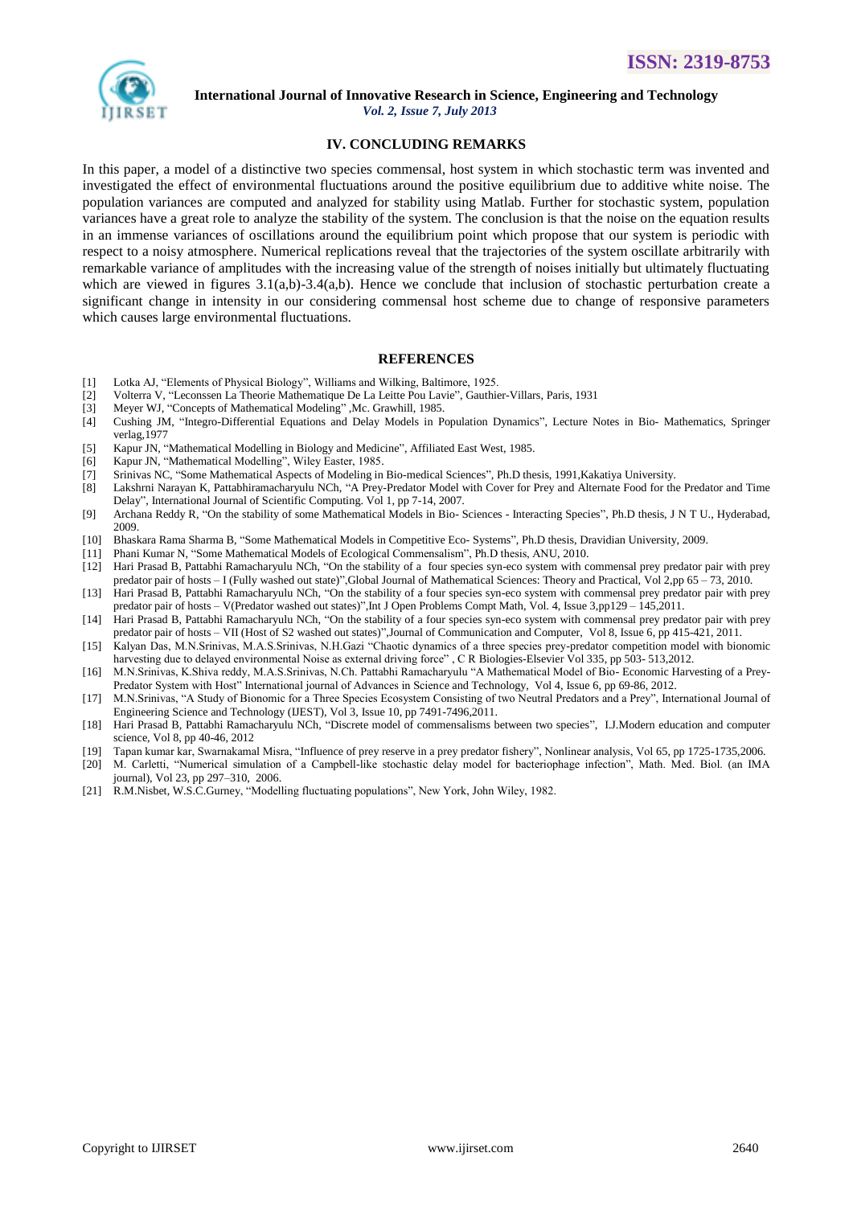## IV. CONCLUDING REMARKS

In this paper, a model of a distinctive two species commensal, host system in which stochastic term was invented and investigated the effect of environmental fluctuations around the positive equilibrium due to additive white noise. The population variances are computed and analyzed for stability using Matlab. Further for stochastic system, population variances have a great role to analyze the stability of the system. The conclusion is that the noise on the equation results in an immense variances of oscillations around the equilibrium point which propose that our system is periodic with respect to a noisy atmosphere. Numerical replications reveal that the trajectories of the system oscillate arbitrarily with remarkable variance of amplitudes with the increasing value of the strength of noises initially but ultimately fluctuating which are viewed in figures 3.1(a,b)-3.4(a,b). Hence we conclude that inclusion of stochastic perturbation create a significant change in intensity in our considering commensal host scheme due to change of responsive parameters which causes large environmental fluctuations.

## REFERENCES

[1] Lotka AJ, "Elements of Physical Biology", Williams and Wilking, Baltimore, 1925.

[2] Volterra V, "Leconssen La Theorie Mathematique De La Leitte Pou Lavie", Gauthier-Villars, Paris, 1931

[3] Meyer WJ, "Concepts of Mathematical Modeling" ,Mc. Grawhill, 1985.

[4] Cushing JM, "Integro-Differential Equations and Delay Models in Population Dynamics", Lecture Notes in Bio- Mathematics, Springer verlag,1977

[5] Kapur JN, "Mathematical Modelling in Biology and Medicine", Affiliated East West, 1985.

[6] Kapur JN, "Mathematical Modelling", Wiley Easter, 1985.

[7] Srinivas NC, "Some Mathematical Aspects of Modeling in Bio-medical Sciences", Ph.D thesis, 1991,Kakatiya University.

[8] Lakshrni Narayan K, Pattabhiramacharyulu NCh, "A Prey-Predator Model with Cover for Prey and Alternate Food for the Predator and Time Delay", International Journal of Scientific Computing. Vol 1, pp 7-14, 2007.

[9] Archana Reddy R, "On the stability of some Mathematical Models in Bio- Sciences - Interacting Species", Ph.D thesis, J N T U., Hyderabad, 2009.

[10] Bhaskara Rama Sharma B, "Some Mathematical Models in Competitive Eco- Systems", Ph.D thesis, Dravidian University, 2009.

[11] Phani Kumar N, "Some Mathematical Models of Ecological Commensalism", Ph.D thesis, ANU, 2010.

[12] Hari Prasad B, Pattabhi Ramacharyulu NCh, "On the stability of a four species syn-eco system with commensal prey predator pair with prey predator pair of hosts – I (Fully washed out state)",Global Journal of Mathematical Sciences: Theory and Practical, Vol 2,pp 65 – 73, 2010.

[13] Hari Prasad B, Pattabhi Ramacharyulu NCh, "On the stability of a four species syn-eco system with commensal prey predator pair with prey predator pair of hosts – V(Predator washed out states)",Int J Open Problems Compt Math, Vol. 4, Issue 3,pp129 – 145,2011.

[14] Hari Prasad B, Pattabhi Ramacharyulu NCh, "On the stability of a four species syn-eco system with commensal prey predator pair with prey predator pair of hosts – VII (Host of S2 washed out states)",Journal of Communication and Computer, Vol 8, Issue 6, pp 415-421, 2011.

[15] Kalyan Das, M.N.Srinivas, M.A.S.Srinivas, N.H.Gazi "Chaotic dynamics of a three species prey-predator competition model with bionomic harvesting due to delayed environmental Noise as external driving force" , C R Biologies-Elsevier Vol 335, pp 503- 513,2012.

[16] M.N.Srinivas, K.Shiva reddy, M.A.S.Srinivas, N.Ch. Pattabhi Ramacharyulu "A Mathematical Model of Bio- Economic Harvesting of a Prey-Predator System with Host" International journal of Advances in Science and Technology, Vol 4, Issue 6, pp 69-86, 2012.

[17] M.N.Srinivas, "A Study of Bionomic for a Three Species Ecosystem Consisting of two Neutral Predators and a Prey", International Journal of Engineering Science and Technology (IJEST), Vol 3, Issue 10, pp 7491-7496,2011.

[18] Hari Prasad B, Pattabhi Ramacharyulu NCh, "Discrete model of commensalisms between two species", I.J.Modern education and computer science, Vol 8, pp 40-46, 2012

[19] Tapan kumar kar, Swarnakamal Misra, "Influence of prey reserve in a prey predator fishery", Nonlinear analysis, Vol 65, pp 1725-1735,2006.

[20] M. Carletti, "Numerical simulation of a Campbell-like stochastic delay model for bacteriophage infection", Math. Med. Biol. (an IMA journal), Vol 23, pp 297–310, 2006.

[21] R.M.Nisbet, W.S.C.Gurney, "Modelling fluctuating populations", New York, John Wiley, 1982.